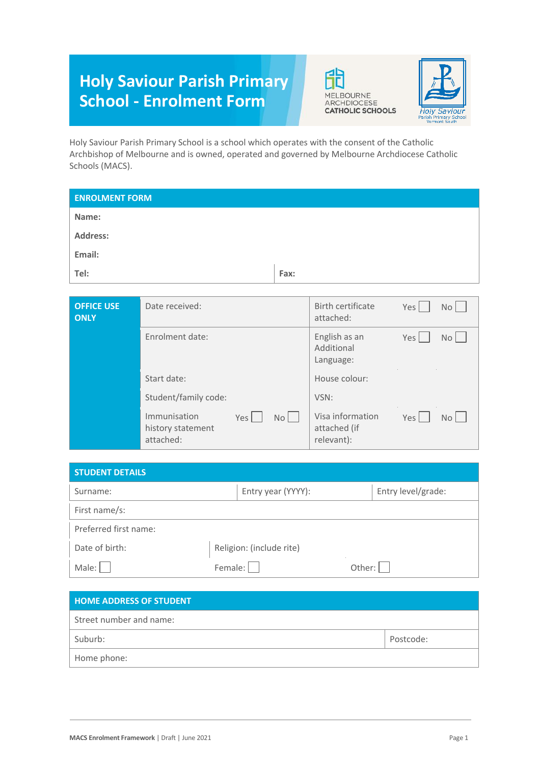# Holy Saviour Parish Primary School - Enrolment Form

MELBOURNE ARCHDIOCESE CATHOLIC SCHOOLS

Holy Saviour Parish Primary School Vermont South

Holy Saviour Parish Primary School is a school which operates with the consent of the Catholic Archbishop of Melbourne and is owned, operated and governed by Melbourne Archdiocese Catholic Schools (MACS).

| **ENROLMENT FORM** | |
|---|---|
| **Name:** | |
| **Address:** | |
| **Email:** | |
| **Tel:** | **Fax:** |

| **OFFICE USE ONLY** | | | | | | |
|---|---|---|---|---|---|---|
| | Date received: | | | Birth certificate attached: | Yes ☐ | No ☐ |
| | Enrolment date: | | | English as an Additional Language: | Yes ☐ | No ☐ |
| | Start date: | | | House colour: | | |
| | Student/family code: | | | VSN: | | |
| | Immunisation history statement attached: | Yes ☐ | No ☐ | Visa information attached (if relevant): | Yes ☐ | No ☐ |

| **STUDENT DETAILS** | | |
|---|---|---|
| Surname: | Entry year (YYYY): | Entry level/grade: |
| First name/s: | | |
| Preferred first name: | | |
| Date of birth: | Religion: (include rite) | |
| Male: ☐ | Female: ☐ | Other: ☐ |

| **HOME ADDRESS OF STUDENT** | |
|---|---|
| Street number and name: | |
| Suburb: | Postcode: |
| Home phone: | |

MACS Enrolment Framework | Draft | June 2021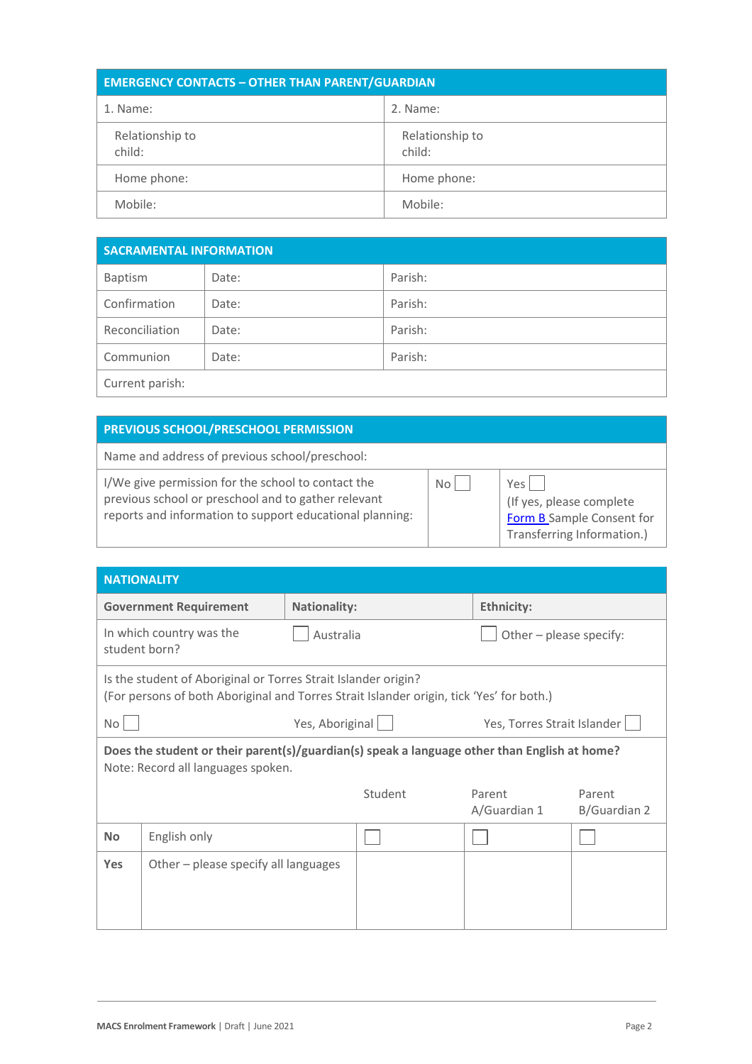| EMERGENCY CONTACTS – OTHER THAN PARENT/GUARDIAN | |
|---|---|
| 1. Name: | 2. Name: |
| Relationship to child: | Relationship to child: |
| Home phone: | Home phone: |
| Mobile: | Mobile: |

| SACRAMENTAL INFORMATION | | |
|---|---|---|
| Baptism | Date: | Parish: |
| Confirmation | Date: | Parish: |
| Reconciliation | Date: | Parish: |
| Communion | Date: | Parish: |
| Current parish: | | |

| PREVIOUS SCHOOL/PRESCHOOL PERMISSION | | |
|---|---|---|
| Name and address of previous school/preschool: | | |
| I/We give permission for the school to contact the previous school or preschool and to gather relevant reports and information to support educational planning: | No ☐ | Yes ☐ (If yes, please complete Form B Sample Consent for Transferring Information.) |

| NATIONALITY | | |
|---|---|---|
| **Government Requirement** | **Nationality:** | **Ethnicity:** |
| In which country was the student born? | ☐ Australia | ☐ Other – please specify: |
| Is the student of Aboriginal or Torres Strait Islander origin? (For persons of both Aboriginal and Torres Strait Islander origin, tick 'Yes' for both.) | | |
| No ☐ | Yes, Aboriginal ☐ | Yes, Torres Strait Islander ☐ |

| **Does the student or their parent(s)/guardian(s) speak a language other than English at home?** Note: Record all languages spoken. | | Student | Parent A/Guardian 1 | Parent B/Guardian 2 |
|---|---|---|---|---|
| **No** | English only | ☐ | ☐ | ☐ |
| **Yes** | Other – please specify all languages | | | |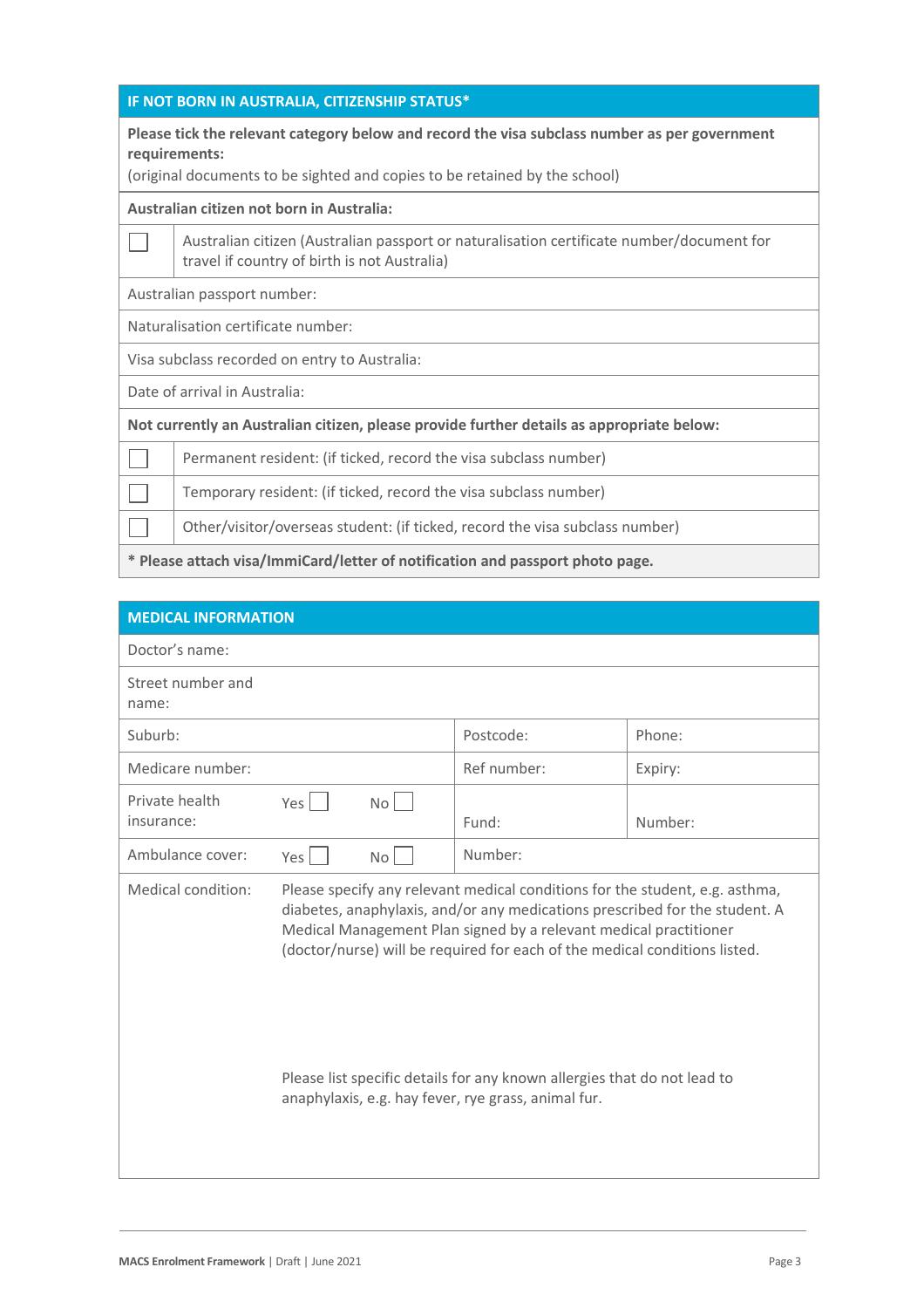| IF NOT BORN IN AUSTRALIA, CITIZENSHIP STATUS* | |
|---|---|
| **Please tick the relevant category below and record the visa subclass number as per government requirements:** (original documents to be sighted and copies to be retained by the school) | |
| **Australian citizen not born in Australia:** | |
| ☐ | Australian citizen (Australian passport or naturalisation certificate number/document for travel if country of birth is not Australia) |
| Australian passport number: | |
| Naturalisation certificate number: | |
| Visa subclass recorded on entry to Australia: | |
| Date of arrival in Australia: | |
| **Not currently an Australian citizen, please provide further details as appropriate below:** | |
| ☐ | Permanent resident: (if ticked, record the visa subclass number) |
| ☐ | Temporary resident: (if ticked, record the visa subclass number) |
| ☐ | Other/visitor/overseas student: (if ticked, record the visa subclass number) |
| *** Please attach visa/ImmiCard/letter of notification and passport photo page.** | |

| MEDICAL INFORMATION | | | | | |
|---|---|---|---|---|---|
| Doctor's name: | | | | | |
| Street number and name: | | | | | |
| Suburb: | | | | Postcode: | Phone: |
| Medicare number: | | | | Ref number: | Expiry: |
| Private health insurance: | Yes ☐ | No ☐ | | Fund: | Number: |
| Ambulance cover: | Yes ☐ | No ☐ | | Number: | |
| Medical condition: | Please specify any relevant medical conditions for the student, e.g. asthma, diabetes, anaphylaxis, and/or any medications prescribed for the student. A Medical Management Plan signed by a relevant medical practitioner (doctor/nurse) will be required for each of the medical conditions listed. <br><br> Please list specific details for any known allergies that do not lead to anaphylaxis, e.g. hay fever, rye grass, animal fur. | | | | |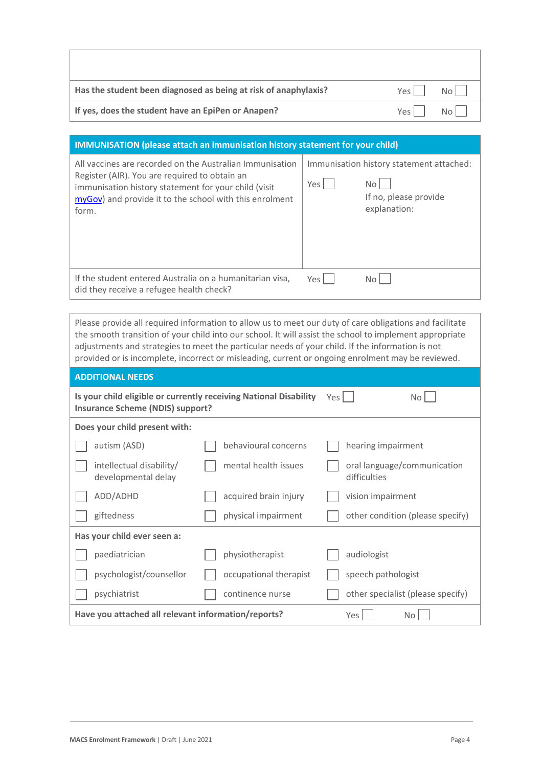| | | |
|---|---|---|
| | | |
| **Has the student been diagnosed as being at risk of anaphylaxis?** | Yes ☐ | No ☐ |
| **If yes, does the student have an EpiPen or Anapen?** | Yes ☐ | No ☐ |

| **IMMUNISATION (please attach an immunisation history statement for your child)** | | |
|---|---|---|
| All vaccines are recorded on the Australian Immunisation Register (AIR). You are required to obtain an immunisation history statement for your child (visit [myGov]) and provide it to the school with this enrolment form. | Immunisation history statement attached:<br>Yes ☐ | No ☐<br>If no, please provide explanation: |
| If the student entered Australia on a humanitarian visa, did they receive a refugee health check? | Yes ☐ | No ☐ |

Please provide all required information to allow us to meet our duty of care obligations and facilitate the smooth transition of your child into our school. It will assist the school to implement appropriate adjustments and strategies to meet the particular needs of your child. If the information is not provided or is incomplete, incorrect or misleading, current or ongoing enrolment may be reviewed.

| **ADDITIONAL NEEDS** | | |
|---|---|---|
| **Is your child eligible or currently receiving National Disability Insurance Scheme (NDIS) support?** | Yes ☐ | No ☐ |
| **Does your child present with:** | | |
| ☐ autism (ASD) | ☐ behavioural concerns | ☐ hearing impairment |
| ☐ intellectual disability/ developmental delay | ☐ mental health issues | ☐ oral language/communication difficulties |
| ☐ ADD/ADHD | ☐ acquired brain injury | ☐ vision impairment |
| ☐ giftedness | ☐ physical impairment | ☐ other condition (please specify) |
| **Has your child ever seen a:** | | |
| ☐ paediatrician | ☐ physiotherapist | ☐ audiologist |
| ☐ psychologist/counsellor | ☐ occupational therapist | ☐ speech pathologist |
| ☐ psychiatrist | ☐ continence nurse | ☐ other specialist (please specify) |
| **Have you attached all relevant information/reports?** | Yes ☐ | No ☐ |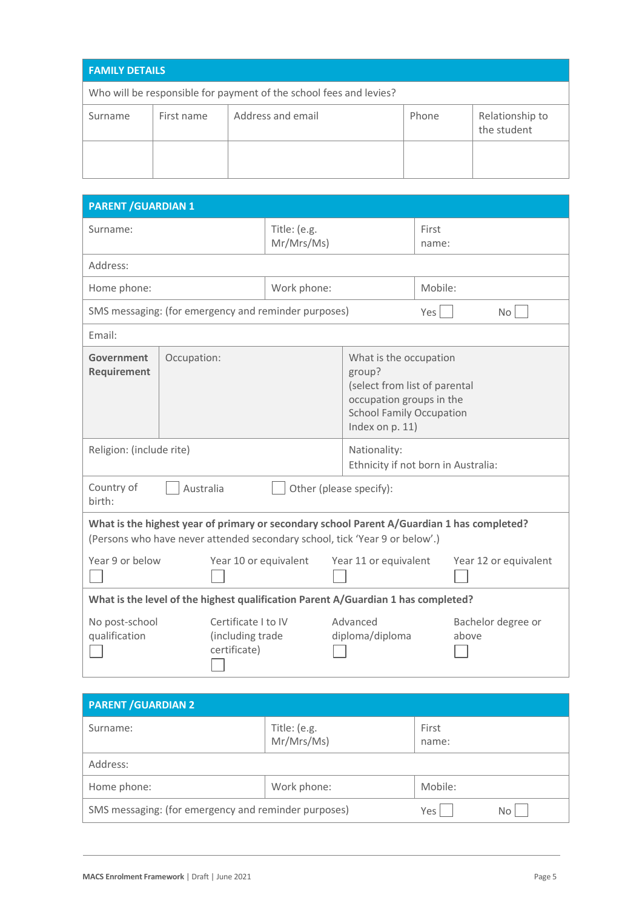## FAMILY DETAILS

Who will be responsible for payment of the school fees and levies?

| Surname | First name | Address and email | Phone | Relationship to the student |
|---|---|---|---|---|
| | | | | |

## PARENT /GUARDIAN 1

| Surname: | Title: (e.g. Mr/Mrs/Ms) | First name: |
|---|---|---|
| Address: | | |
| Home phone: | Work phone: | Mobile: |
| SMS messaging: (for emergency and reminder purposes) | Yes ☐ | No ☐ |
| Email: | | |

| **Government Requirement** | Occupation: | What is the occupation group? (select from list of parental occupation groups in the School Family Occupation Index on p. 11) |
|---|---|---|

| Religion: (include rite) | Nationality: Ethnicity if not born in Australia: |
|---|---|

Country of birth: ☐ Australia ☐ Other (please specify):

**What is the highest year of primary or secondary school Parent A/Guardian 1 has completed?**
(Persons who have never attended secondary school, tick 'Year 9 or below'.)

| Year 9 or below ☐ | Year 10 or equivalent ☐ | Year 11 or equivalent ☐ | Year 12 or equivalent ☐ |
|---|---|---|---|

**What is the level of the highest qualification Parent A/Guardian 1 has completed?**

| No post-school qualification ☐ | Certificate I to IV (including trade certificate) ☐ | Advanced diploma/diploma ☐ | Bachelor degree or above ☐ |
|---|---|---|---|

## PARENT /GUARDIAN 2

| Surname: | Title: (e.g. Mr/Mrs/Ms) | First name: |
|---|---|---|
| Address: | | |
| Home phone: | Work phone: | Mobile: |
| SMS messaging: (for emergency and reminder purposes) | Yes ☐ | No ☐ |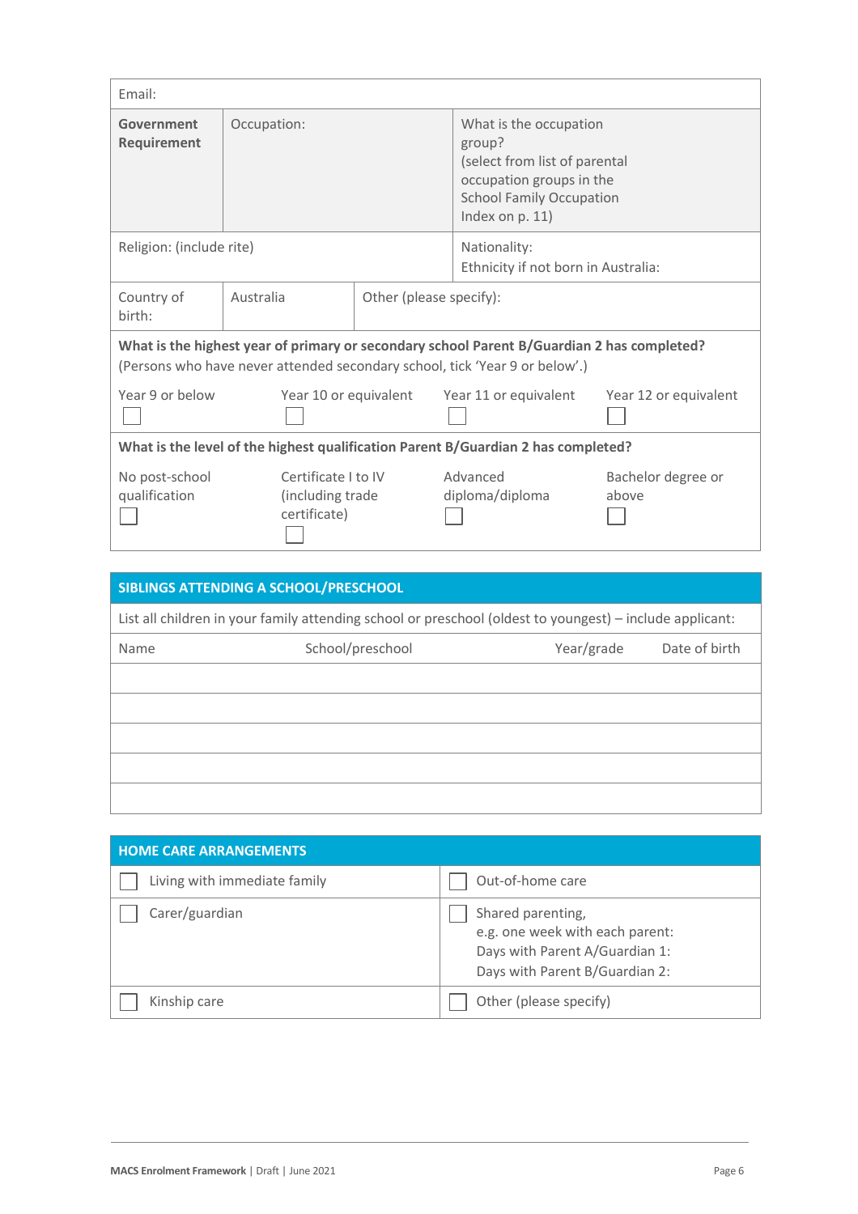| Email: | | |
|---|---|---|
| **Government Requirement** | Occupation: | What is the occupation group? (select from list of parental occupation groups in the School Family Occupation Index on p. 11) |
| Religion: (include rite) | | Nationality: Ethnicity if not born in Australia: |

| Country of birth: | Australia | Other (please specify): |
|---|---|---|

**What is the highest year of primary or secondary school Parent B/Guardian 2 has completed?**
(Persons who have never attended secondary school, tick 'Year 9 or below'.)

| Year 9 or below ☐ | Year 10 or equivalent ☐ | Year 11 or equivalent ☐ | Year 12 or equivalent ☐ |
|---|---|---|---|

**What is the level of the highest qualification Parent B/Guardian 2 has completed?**

| No post-school qualification ☐ | Certificate I to IV (including trade certificate) ☐ | Advanced diploma/diploma ☐ | Bachelor degree or above ☐ |
|---|---|---|---|

## SIBLINGS ATTENDING A SCHOOL/PRESCHOOL

List all children in your family attending school or preschool (oldest to youngest) – include applicant:

| Name | School/preschool | Year/grade | Date of birth |
|---|---|---|---|
| | | | |
| | | | |
| | | | |
| | | | |
| | | | |

## HOME CARE ARRANGEMENTS

| ☐ Living with immediate family | ☐ Out-of-home care |
|---|---|
| ☐ Carer/guardian | ☐ Shared parenting, e.g. one week with each parent: Days with Parent A/Guardian 1: Days with Parent B/Guardian 2: |
| ☐ Kinship care | ☐ Other (please specify) |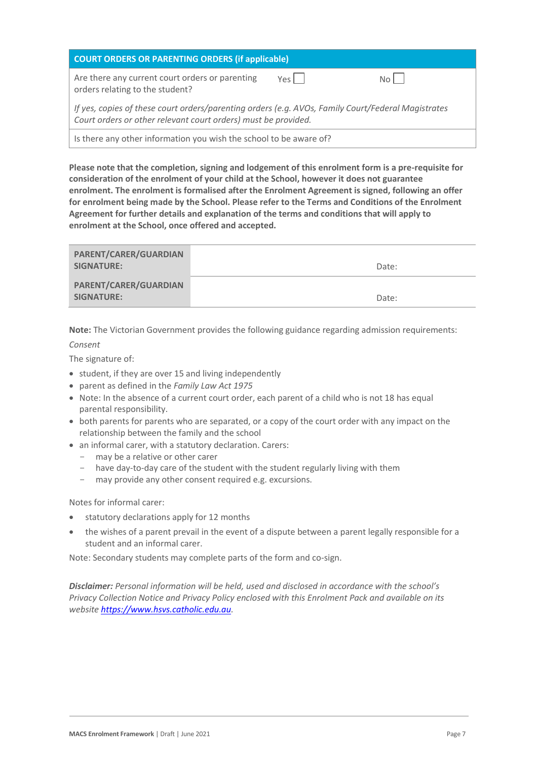| COURT ORDERS OR PARENTING ORDERS (if applicable) | | |
|---|---|---|
| Are there any current court orders or parenting orders relating to the student? | Yes ☐ | No ☐ |
| *If yes, copies of these court orders/parenting orders (e.g. AVOs, Family Court/Federal Magistrates Court orders or other relevant court orders) must be provided.* | | |
| Is there any other information you wish the school to be aware of? | | |

**Please note that the completion, signing and lodgement of this enrolment form is a pre-requisite for consideration of the enrolment of your child at the School, however it does not guarantee enrolment. The enrolment is formalised after the Enrolment Agreement is signed, following an offer for enrolment being made by the School. Please refer to the Terms and Conditions of the Enrolment Agreement for further details and explanation of the terms and conditions that will apply to enrolment at the School, once offered and accepted.**

| | | |
|---|---|---|
| **PARENT/CARER/GUARDIAN SIGNATURE:** | | Date: |
| **PARENT/CARER/GUARDIAN SIGNATURE:** | | Date: |

**Note:** The Victorian Government provides the following guidance regarding admission requirements:

*Consent*

The signature of:

- student, if they are over 15 and living independently
- parent as defined in the *Family Law Act 1975*
- Note: In the absence of a current court order, each parent of a child who is not 18 has equal parental responsibility.
- both parents for parents who are separated, or a copy of the court order with any impact on the relationship between the family and the school
- an informal carer, with a statutory declaration. Carers:
  - may be a relative or other carer
  - have day-to-day care of the student with the student regularly living with them
  - may provide any other consent required e.g. excursions.

Notes for informal carer:

- statutory declarations apply for 12 months
- the wishes of a parent prevail in the event of a dispute between a parent legally responsible for a student and an informal carer.

Note: Secondary students may complete parts of the form and co-sign.

***Disclaimer:*** *Personal information will be held, used and disclosed in accordance with the school's Privacy Collection Notice and Privacy Policy enclosed with this Enrolment Pack and available on its website [https://www.hsvs.catholic.edu.au](https://www.hsvs.catholic.edu.au).*